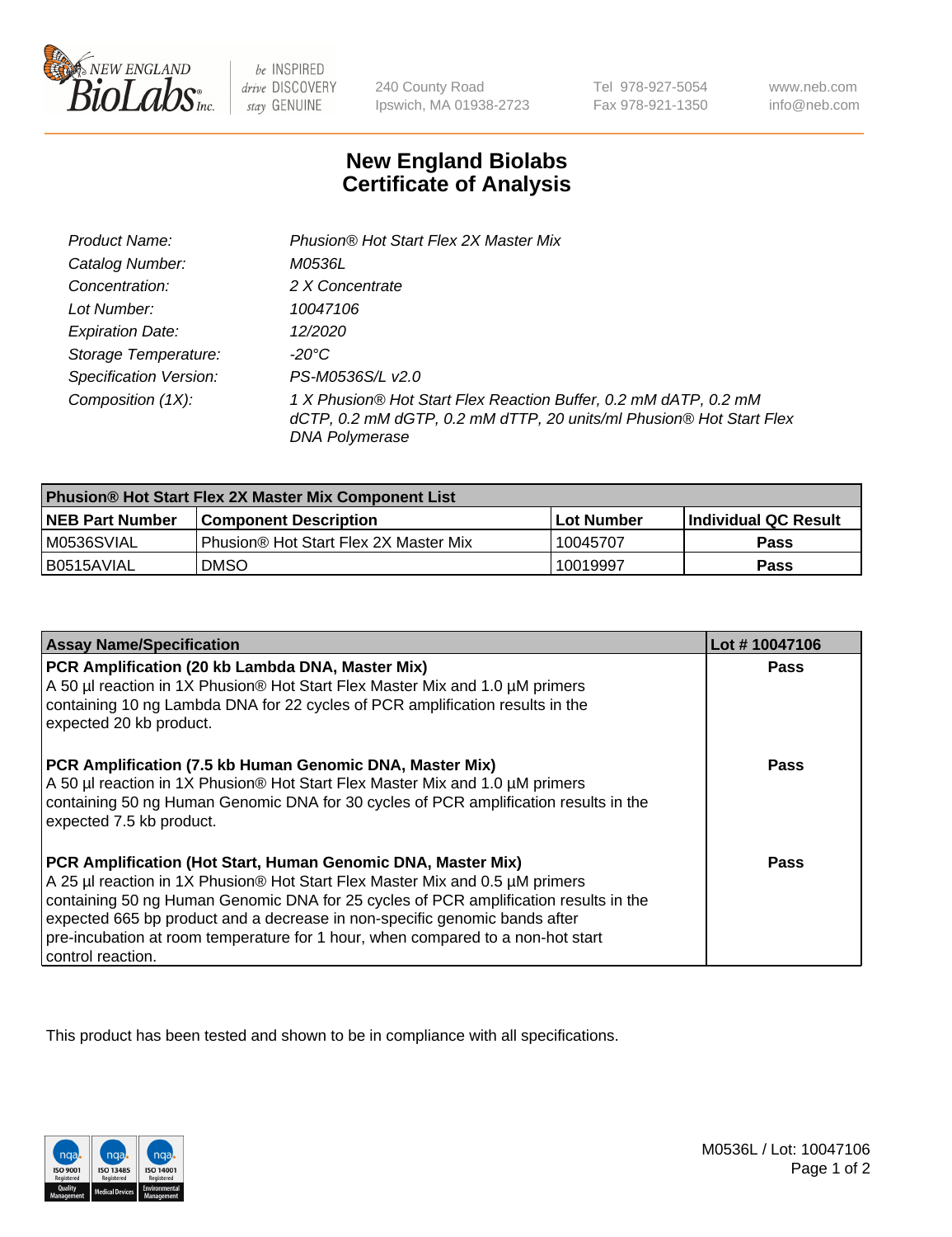New England BioLabs Inc. — be INSPIRED drive DISCOVERY stay GENUINE

240 County Road
Ipswich, MA 01938-2723

Tel 978-927-5054
Fax 978-921-1350

www.neb.com
info@neb.com

# New England Biolabs Certificate of Analysis

| | |
|---|---|
| *Product Name:* | *Phusion® Hot Start Flex 2X Master Mix* |
| *Catalog Number:* | *M0536L* |
| *Concentration:* | *2 X Concentrate* |
| *Lot Number:* | *10047106* |
| *Expiration Date:* | *12/2020* |
| *Storage Temperature:* | *-20°C* |
| *Specification Version:* | *PS-M0536S/L v2.0* |
| *Composition (1X):* | *1 X Phusion® Hot Start Flex Reaction Buffer, 0.2 mM dATP, 0.2 mM dCTP, 0.2 mM dGTP, 0.2 mM dTTP, 20 units/ml Phusion® Hot Start Flex DNA Polymerase* |

| **Phusion® Hot Start Flex 2X Master Mix Component List** | | | |
|---|---|---|---|
| **NEB Part Number** | **Component Description** | **Lot Number** | **Individual QC Result** |
| M0536SVIAL | Phusion® Hot Start Flex 2X Master Mix | 10045707 | **Pass** |
| B0515AVIAL | DMSO | 10019997 | **Pass** |

| **Assay Name/Specification** | **Lot # 10047106** |
|---|---|
| **PCR Amplification (20 kb Lambda DNA, Master Mix)** A 50 µl reaction in 1X Phusion® Hot Start Flex Master Mix and 1.0 µM primers containing 10 ng Lambda DNA for 22 cycles of PCR amplification results in the expected 20 kb product. | **Pass** |
| **PCR Amplification (7.5 kb Human Genomic DNA, Master Mix)** A 50 µl reaction in 1X Phusion® Hot Start Flex Master Mix and 1.0 µM primers containing 50 ng Human Genomic DNA for 30 cycles of PCR amplification results in the expected 7.5 kb product. | **Pass** |
| **PCR Amplification (Hot Start, Human Genomic DNA, Master Mix)** A 25 µl reaction in 1X Phusion® Hot Start Flex Master Mix and 0.5 µM primers containing 50 ng Human Genomic DNA for 25 cycles of PCR amplification results in the expected 665 bp product and a decrease in non-specific genomic bands after pre-incubation at room temperature for 1 hour, when compared to a non-hot start control reaction. | **Pass** |

This product has been tested and shown to be in compliance with all specifications.

M0536L / Lot: 10047106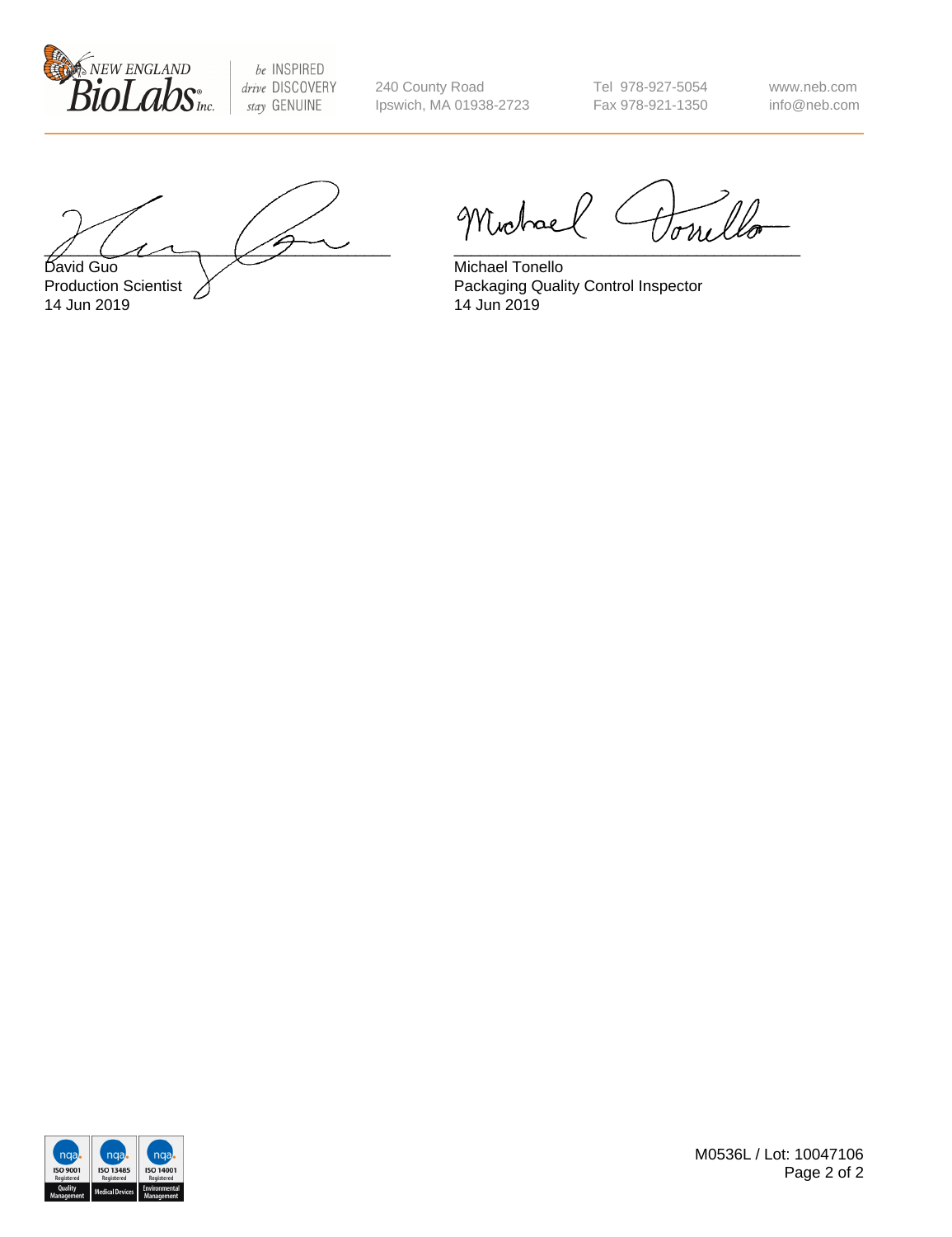New England BioLabs Inc. — be INSPIRED drive DISCOVERY stay GENUINE

240 County Road
Ipswich, MA 01938-2723

Tel 978-927-5054
Fax 978-921-1350

www.neb.com
info@neb.com

David Guo
Production Scientist
14 Jun 2019

Michael Tonello
Packaging Quality Control Inspector
14 Jun 2019

nqa ISO 9001 Registered Quality Management | nqa ISO 13485 Registered Medical Devices | nqa ISO 14001 Registered Environmental Management

M0536L / Lot: 10047106